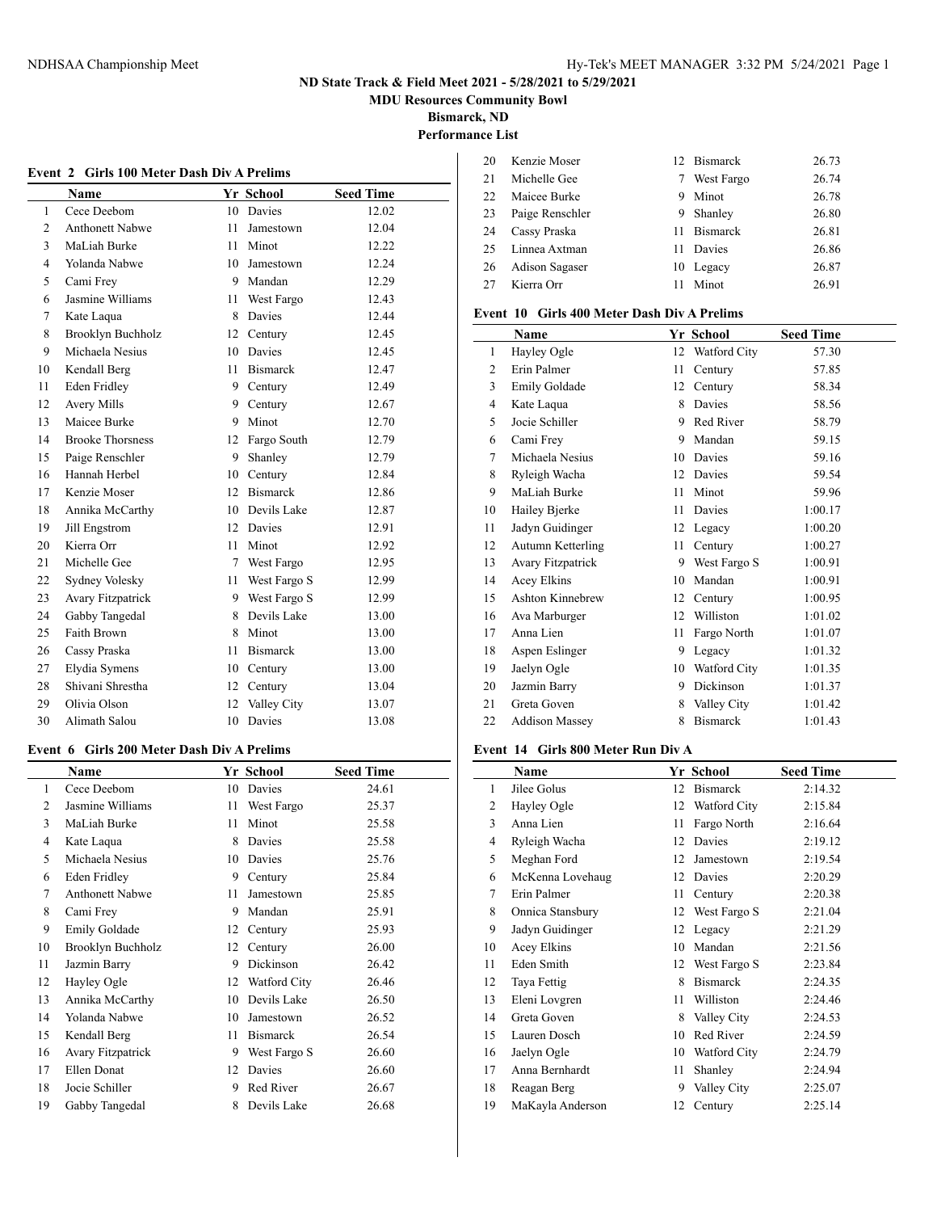# ND State Track & Field Meet 2021 - 5/28/2021 to 5/29/2021

**MDU Resources Community Bowl**

**Bismarck, ND**

**Performance List**

### Event 2 Girls 100 Meter Dash Div A Prelims

| | Name | Yr | School | Seed Time |
|---|---|---|---|---|
| 1 | Cece Deebom | 10 | Davies | 12.02 |
| 2 | Anthonett Nabwe | 11 | Jamestown | 12.04 |
| 3 | MaLiah Burke | 11 | Minot | 12.22 |
| 4 | Yolanda Nabwe | 10 | Jamestown | 12.24 |
| 5 | Cami Frey | 9 | Mandan | 12.29 |
| 6 | Jasmine Williams | 11 | West Fargo | 12.43 |
| 7 | Kate Laqua | 8 | Davies | 12.44 |
| 8 | Brooklyn Buchholz | 12 | Century | 12.45 |
| 9 | Michaela Nesius | 10 | Davies | 12.45 |
| 10 | Kendall Berg | 11 | Bismarck | 12.47 |
| 11 | Eden Fridley | 9 | Century | 12.49 |
| 12 | Avery Mills | 9 | Century | 12.67 |
| 13 | Maicee Burke | 9 | Minot | 12.70 |
| 14 | Brooke Thorsness | 12 | Fargo South | 12.79 |
| 15 | Paige Renschler | 9 | Shanley | 12.79 |
| 16 | Hannah Herbel | 10 | Century | 12.84 |
| 17 | Kenzie Moser | 12 | Bismarck | 12.86 |
| 18 | Annika McCarthy | 10 | Devils Lake | 12.87 |
| 19 | Jill Engstrom | 12 | Davies | 12.91 |
| 20 | Kierra Orr | 11 | Minot | 12.92 |
| 21 | Michelle Gee | 7 | West Fargo | 12.95 |
| 22 | Sydney Volesky | 11 | West Fargo S | 12.99 |
| 23 | Avary Fitzpatrick | 9 | West Fargo S | 12.99 |
| 24 | Gabby Tangedal | 8 | Devils Lake | 13.00 |
| 25 | Faith Brown | 8 | Minot | 13.00 |
| 26 | Cassy Praska | 11 | Bismarck | 13.00 |
| 27 | Elydia Symens | 10 | Century | 13.00 |
| 28 | Shivani Shrestha | 12 | Century | 13.04 |
| 29 | Olivia Olson | 12 | Valley City | 13.07 |
| 30 | Alimath Salou | 10 | Davies | 13.08 |

### Event 6 Girls 200 Meter Dash Div A Prelims

| | Name | Yr | School | Seed Time |
|---|---|---|---|---|
| 1 | Cece Deebom | 10 | Davies | 24.61 |
| 2 | Jasmine Williams | 11 | West Fargo | 25.37 |
| 3 | MaLiah Burke | 11 | Minot | 25.58 |
| 4 | Kate Laqua | 8 | Davies | 25.58 |
| 5 | Michaela Nesius | 10 | Davies | 25.76 |
| 6 | Eden Fridley | 9 | Century | 25.84 |
| 7 | Anthonett Nabwe | 11 | Jamestown | 25.85 |
| 8 | Cami Frey | 9 | Mandan | 25.91 |
| 9 | Emily Goldade | 12 | Century | 25.93 |
| 10 | Brooklyn Buchholz | 12 | Century | 26.00 |
| 11 | Jazmin Barry | 9 | Dickinson | 26.42 |
| 12 | Hayley Ogle | 12 | Watford City | 26.46 |
| 13 | Annika McCarthy | 10 | Devils Lake | 26.50 |
| 14 | Yolanda Nabwe | 10 | Jamestown | 26.52 |
| 15 | Kendall Berg | 11 | Bismarck | 26.54 |
| 16 | Avary Fitzpatrick | 9 | West Fargo S | 26.60 |
| 17 | Ellen Donat | 12 | Davies | 26.60 |
| 18 | Jocie Schiller | 9 | Red River | 26.67 |
| 19 | Gabby Tangedal | 8 | Devils Lake | 26.68 |
| 20 | Kenzie Moser | 12 | Bismarck | 26.73 |
| 21 | Michelle Gee | 7 | West Fargo | 26.74 |
| 22 | Maicee Burke | 9 | Minot | 26.78 |
| 23 | Paige Renschler | 9 | Shanley | 26.80 |
| 24 | Cassy Praska | 11 | Bismarck | 26.81 |
| 25 | Linnea Axtman | 11 | Davies | 26.86 |
| 26 | Adison Sagaser | 10 | Legacy | 26.87 |
| 27 | Kierra Orr | 11 | Minot | 26.91 |

### Event 10 Girls 400 Meter Dash Div A Prelims

| | Name | Yr | School | Seed Time |
|---|---|---|---|---|
| 1 | Hayley Ogle | 12 | Watford City | 57.30 |
| 2 | Erin Palmer | 11 | Century | 57.85 |
| 3 | Emily Goldade | 12 | Century | 58.34 |
| 4 | Kate Laqua | 8 | Davies | 58.56 |
| 5 | Jocie Schiller | 9 | Red River | 58.79 |
| 6 | Cami Frey | 9 | Mandan | 59.15 |
| 7 | Michaela Nesius | 10 | Davies | 59.16 |
| 8 | Ryleigh Wacha | 12 | Davies | 59.54 |
| 9 | MaLiah Burke | 11 | Minot | 59.96 |
| 10 | Hailey Bjerke | 11 | Davies | 1:00.17 |
| 11 | Jadyn Guidinger | 12 | Legacy | 1:00.20 |
| 12 | Autumn Ketterling | 11 | Century | 1:00.27 |
| 13 | Avary Fitzpatrick | 9 | West Fargo S | 1:00.91 |
| 14 | Acey Elkins | 10 | Mandan | 1:00.91 |
| 15 | Ashton Kinnebrew | 12 | Century | 1:00.95 |
| 16 | Ava Marburger | 12 | Williston | 1:01.02 |
| 17 | Anna Lien | 11 | Fargo North | 1:01.07 |
| 18 | Aspen Eslinger | 9 | Legacy | 1:01.32 |
| 19 | Jaelyn Ogle | 10 | Watford City | 1:01.35 |
| 20 | Jazmin Barry | 9 | Dickinson | 1:01.37 |
| 21 | Greta Goven | 8 | Valley City | 1:01.42 |
| 22 | Addison Massey | 8 | Bismarck | 1:01.43 |

### Event 14 Girls 800 Meter Run Div A

| | Name | Yr | School | Seed Time |
|---|---|---|---|---|
| 1 | Jilee Golus | 12 | Bismarck | 2:14.32 |
| 2 | Hayley Ogle | 12 | Watford City | 2:15.84 |
| 3 | Anna Lien | 11 | Fargo North | 2:16.64 |
| 4 | Ryleigh Wacha | 12 | Davies | 2:19.12 |
| 5 | Meghan Ford | 12 | Jamestown | 2:19.54 |
| 6 | McKenna Lovehaug | 12 | Davies | 2:20.29 |
| 7 | Erin Palmer | 11 | Century | 2:20.38 |
| 8 | Onnica Stansbury | 12 | West Fargo S | 2:21.04 |
| 9 | Jadyn Guidinger | 12 | Legacy | 2:21.29 |
| 10 | Acey Elkins | 10 | Mandan | 2:21.56 |
| 11 | Eden Smith | 12 | West Fargo S | 2:23.84 |
| 12 | Taya Fettig | 8 | Bismarck | 2:24.35 |
| 13 | Eleni Lovgren | 11 | Williston | 2:24.46 |
| 14 | Greta Goven | 8 | Valley City | 2:24.53 |
| 15 | Lauren Dosch | 10 | Red River | 2:24.59 |
| 16 | Jaelyn Ogle | 10 | Watford City | 2:24.79 |
| 17 | Anna Bernhardt | 11 | Shanley | 2:24.94 |
| 18 | Reagan Berg | 9 | Valley City | 2:25.07 |
| 19 | MaKayla Anderson | 12 | Century | 2:25.14 |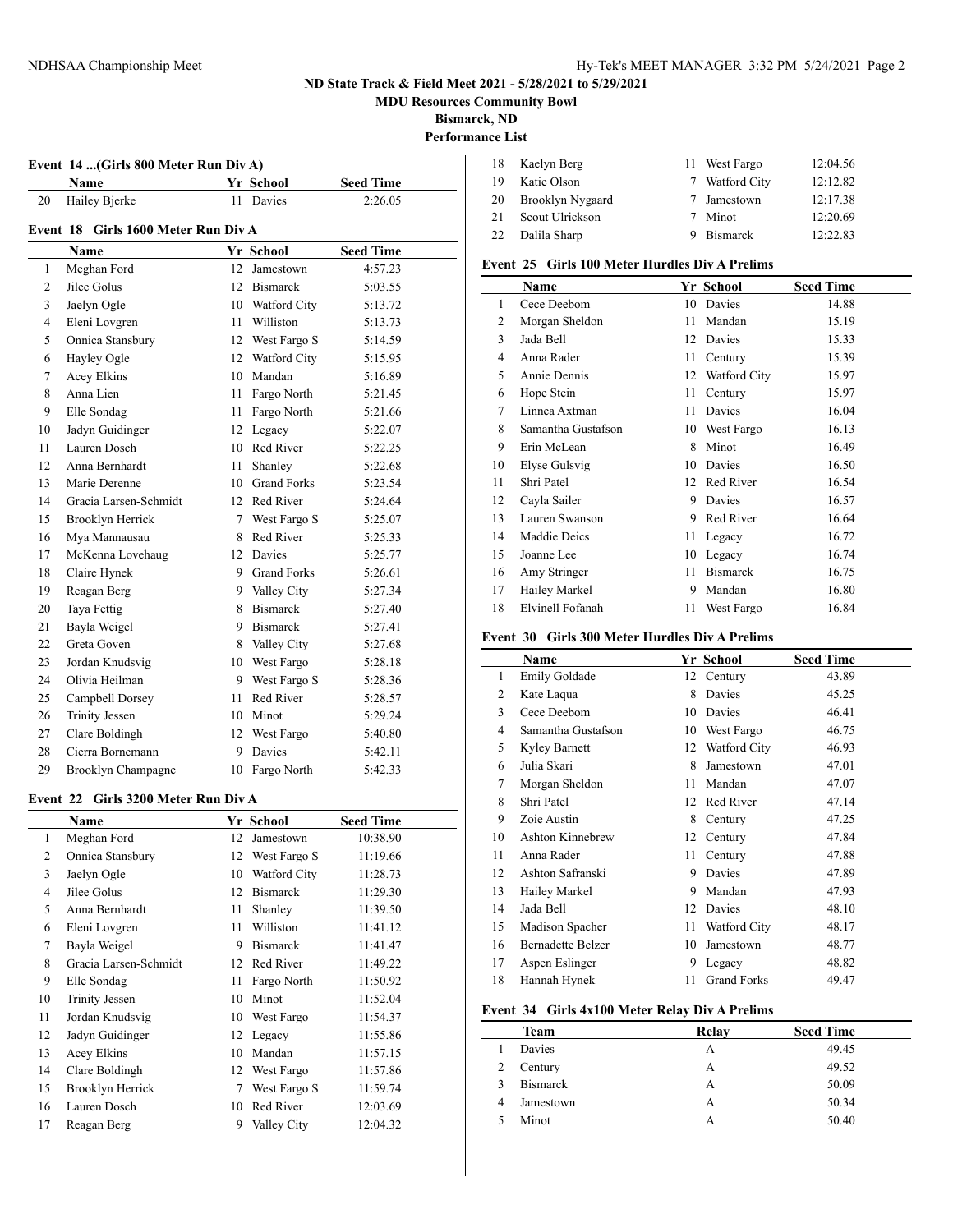ND State Track & Field Meet 2021 - 5/28/2021 to 5/29/2021

MDU Resources Community Bowl

Bismarck, ND

Performance List

### Event 14 ...(Girls 800 Meter Run Div A)

| | Name | Yr | School | Seed Time |
|---|---|---|---|---|
| 20 | Hailey Bjerke | 11 | Davies | 2:26.05 |

### Event 18 Girls 1600 Meter Run Div A

| | Name | Yr | School | Seed Time |
|---|---|---|---|---|
| 1 | Meghan Ford | 12 | Jamestown | 4:57.23 |
| 2 | Jilee Golus | 12 | Bismarck | 5:03.55 |
| 3 | Jaelyn Ogle | 10 | Watford City | 5:13.72 |
| 4 | Eleni Lovgren | 11 | Williston | 5:13.73 |
| 5 | Onnica Stansbury | 12 | West Fargo S | 5:14.59 |
| 6 | Hayley Ogle | 12 | Watford City | 5:15.95 |
| 7 | Acey Elkins | 10 | Mandan | 5:16.89 |
| 8 | Anna Lien | 11 | Fargo North | 5:21.45 |
| 9 | Elle Sondag | 11 | Fargo North | 5:21.66 |
| 10 | Jadyn Guidinger | 12 | Legacy | 5:22.07 |
| 11 | Lauren Dosch | 10 | Red River | 5:22.25 |
| 12 | Anna Bernhardt | 11 | Shanley | 5:22.68 |
| 13 | Marie Derenne | 10 | Grand Forks | 5:23.54 |
| 14 | Gracia Larsen-Schmidt | 12 | Red River | 5:24.64 |
| 15 | Brooklyn Herrick | 7 | West Fargo S | 5:25.07 |
| 16 | Mya Mannausau | 8 | Red River | 5:25.33 |
| 17 | McKenna Lovehaug | 12 | Davies | 5:25.77 |
| 18 | Claire Hynek | 9 | Grand Forks | 5:26.61 |
| 19 | Reagan Berg | 9 | Valley City | 5:27.34 |
| 20 | Taya Fettig | 8 | Bismarck | 5:27.40 |
| 21 | Bayla Weigel | 9 | Bismarck | 5:27.41 |
| 22 | Greta Goven | 8 | Valley City | 5:27.68 |
| 23 | Jordan Knudsvig | 10 | West Fargo | 5:28.18 |
| 24 | Olivia Heilman | 9 | West Fargo S | 5:28.36 |
| 25 | Campbell Dorsey | 11 | Red River | 5:28.57 |
| 26 | Trinity Jessen | 10 | Minot | 5:29.24 |
| 27 | Clare Boldingh | 12 | West Fargo | 5:40.80 |
| 28 | Cierra Bornemann | 9 | Davies | 5:42.11 |
| 29 | Brooklyn Champagne | 10 | Fargo North | 5:42.33 |

### Event 22 Girls 3200 Meter Run Div A

| | Name | Yr | School | Seed Time |
|---|---|---|---|---|
| 1 | Meghan Ford | 12 | Jamestown | 10:38.90 |
| 2 | Onnica Stansbury | 12 | West Fargo S | 11:19.66 |
| 3 | Jaelyn Ogle | 10 | Watford City | 11:28.73 |
| 4 | Jilee Golus | 12 | Bismarck | 11:29.30 |
| 5 | Anna Bernhardt | 11 | Shanley | 11:39.50 |
| 6 | Eleni Lovgren | 11 | Williston | 11:41.12 |
| 7 | Bayla Weigel | 9 | Bismarck | 11:41.47 |
| 8 | Gracia Larsen-Schmidt | 12 | Red River | 11:49.22 |
| 9 | Elle Sondag | 11 | Fargo North | 11:50.92 |
| 10 | Trinity Jessen | 10 | Minot | 11:52.04 |
| 11 | Jordan Knudsvig | 10 | West Fargo | 11:54.37 |
| 12 | Jadyn Guidinger | 12 | Legacy | 11:55.86 |
| 13 | Acey Elkins | 10 | Mandan | 11:57.15 |
| 14 | Clare Boldingh | 12 | West Fargo | 11:57.86 |
| 15 | Brooklyn Herrick | 7 | West Fargo S | 11:59.74 |
| 16 | Lauren Dosch | 10 | Red River | 12:03.69 |
| 17 | Reagan Berg | 9 | Valley City | 12:04.32 |
| 18 | Kaelyn Berg | 11 | West Fargo | 12:04.56 |
| 19 | Katie Olson | 7 | Watford City | 12:12.82 |
| 20 | Brooklyn Nygaard | 7 | Jamestown | 12:17.38 |
| 21 | Scout Ulrickson | 7 | Minot | 12:20.69 |
| 22 | Dalila Sharp | 9 | Bismarck | 12:22.83 |

### Event 25 Girls 100 Meter Hurdles Div A Prelims

| | Name | Yr | School | Seed Time |
|---|---|---|---|---|
| 1 | Cece Deebom | 10 | Davies | 14.88 |
| 2 | Morgan Sheldon | 11 | Mandan | 15.19 |
| 3 | Jada Bell | 12 | Davies | 15.33 |
| 4 | Anna Rader | 11 | Century | 15.39 |
| 5 | Annie Dennis | 12 | Watford City | 15.97 |
| 6 | Hope Stein | 11 | Century | 15.97 |
| 7 | Linnea Axtman | 11 | Davies | 16.04 |
| 8 | Samantha Gustafson | 10 | West Fargo | 16.13 |
| 9 | Erin McLean | 8 | Minot | 16.49 |
| 10 | Elyse Gulsvig | 10 | Davies | 16.50 |
| 11 | Shri Patel | 12 | Red River | 16.54 |
| 12 | Cayla Sailer | 9 | Davies | 16.57 |
| 13 | Lauren Swanson | 9 | Red River | 16.64 |
| 14 | Maddie Deics | 11 | Legacy | 16.72 |
| 15 | Joanne Lee | 10 | Legacy | 16.74 |
| 16 | Amy Stringer | 11 | Bismarck | 16.75 |
| 17 | Hailey Markel | 9 | Mandan | 16.80 |
| 18 | Elvinell Fofanah | 11 | West Fargo | 16.84 |

### Event 30 Girls 300 Meter Hurdles Div A Prelims

| | Name | Yr | School | Seed Time |
|---|---|---|---|---|
| 1 | Emily Goldade | 12 | Century | 43.89 |
| 2 | Kate Laqua | 8 | Davies | 45.25 |
| 3 | Cece Deebom | 10 | Davies | 46.41 |
| 4 | Samantha Gustafson | 10 | West Fargo | 46.75 |
| 5 | Kyley Barnett | 12 | Watford City | 46.93 |
| 6 | Julia Skari | 8 | Jamestown | 47.01 |
| 7 | Morgan Sheldon | 11 | Mandan | 47.07 |
| 8 | Shri Patel | 12 | Red River | 47.14 |
| 9 | Zoie Austin | 8 | Century | 47.25 |
| 10 | Ashton Kinnebrew | 12 | Century | 47.84 |
| 11 | Anna Rader | 11 | Century | 47.88 |
| 12 | Ashton Safranski | 9 | Davies | 47.89 |
| 13 | Hailey Markel | 9 | Mandan | 47.93 |
| 14 | Jada Bell | 12 | Davies | 48.10 |
| 15 | Madison Spacher | 11 | Watford City | 48.17 |
| 16 | Bernadette Belzer | 10 | Jamestown | 48.77 |
| 17 | Aspen Eslinger | 9 | Legacy | 48.82 |
| 18 | Hannah Hynek | 11 | Grand Forks | 49.47 |

### Event 34 Girls 4x100 Meter Relay Div A Prelims

| | Team | Relay | Seed Time |
|---|---|---|---|
| 1 | Davies | A | 49.45 |
| 2 | Century | A | 49.52 |
| 3 | Bismarck | A | 50.09 |
| 4 | Jamestown | A | 50.34 |
| 5 | Minot | A | 50.40 |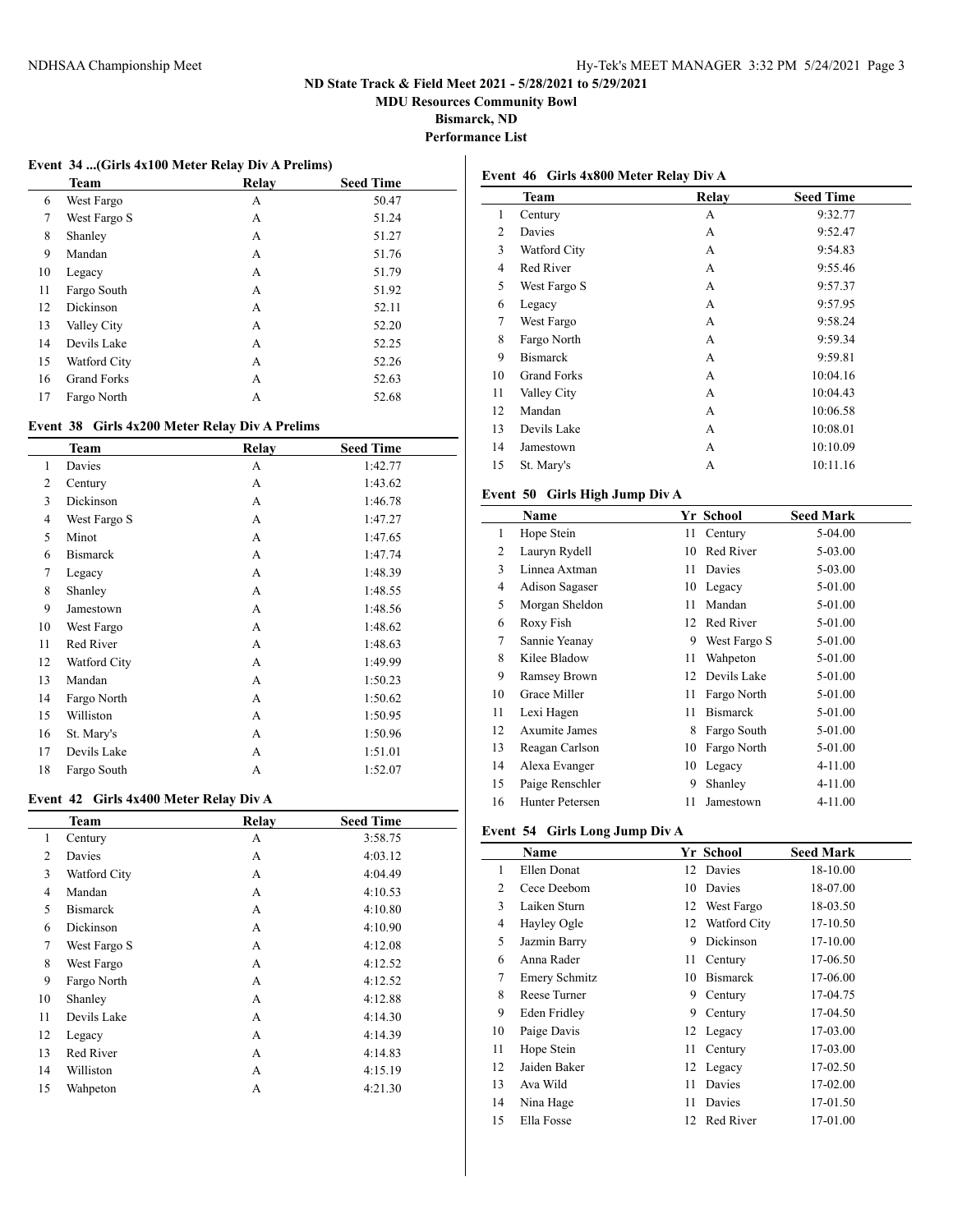# ND State Track & Field Meet 2021 - 5/28/2021 to 5/29/2021

**MDU Resources Community Bowl**

**Bismarck, ND**

**Performance List**

### Event 34 ...(Girls 4x100 Meter Relay Div A Prelims)

| | Team | Relay | Seed Time |
|---|---|---|---|
| 6 | West Fargo | A | 50.47 |
| 7 | West Fargo S | A | 51.24 |
| 8 | Shanley | A | 51.27 |
| 9 | Mandan | A | 51.76 |
| 10 | Legacy | A | 51.79 |
| 11 | Fargo South | A | 51.92 |
| 12 | Dickinson | A | 52.11 |
| 13 | Valley City | A | 52.20 |
| 14 | Devils Lake | A | 52.25 |
| 15 | Watford City | A | 52.26 |
| 16 | Grand Forks | A | 52.63 |
| 17 | Fargo North | A | 52.68 |

### Event 38 Girls 4x200 Meter Relay Div A Prelims

| | Team | Relay | Seed Time |
|---|---|---|---|
| 1 | Davies | A | 1:42.77 |
| 2 | Century | A | 1:43.62 |
| 3 | Dickinson | A | 1:46.78 |
| 4 | West Fargo S | A | 1:47.27 |
| 5 | Minot | A | 1:47.65 |
| 6 | Bismarck | A | 1:47.74 |
| 7 | Legacy | A | 1:48.39 |
| 8 | Shanley | A | 1:48.55 |
| 9 | Jamestown | A | 1:48.56 |
| 10 | West Fargo | A | 1:48.62 |
| 11 | Red River | A | 1:48.63 |
| 12 | Watford City | A | 1:49.99 |
| 13 | Mandan | A | 1:50.23 |
| 14 | Fargo North | A | 1:50.62 |
| 15 | Williston | A | 1:50.95 |
| 16 | St. Mary's | A | 1:50.96 |
| 17 | Devils Lake | A | 1:51.01 |
| 18 | Fargo South | A | 1:52.07 |

### Event 42 Girls 4x400 Meter Relay Div A

| | Team | Relay | Seed Time |
|---|---|---|---|
| 1 | Century | A | 3:58.75 |
| 2 | Davies | A | 4:03.12 |
| 3 | Watford City | A | 4:04.49 |
| 4 | Mandan | A | 4:10.53 |
| 5 | Bismarck | A | 4:10.80 |
| 6 | Dickinson | A | 4:10.90 |
| 7 | West Fargo S | A | 4:12.08 |
| 8 | West Fargo | A | 4:12.52 |
| 9 | Fargo North | A | 4:12.52 |
| 10 | Shanley | A | 4:12.88 |
| 11 | Devils Lake | A | 4:14.30 |
| 12 | Legacy | A | 4:14.39 |
| 13 | Red River | A | 4:14.83 |
| 14 | Williston | A | 4:15.19 |
| 15 | Wahpeton | A | 4:21.30 |

### Event 46 Girls 4x800 Meter Relay Div A

| | Team | Relay | Seed Time |
|---|---|---|---|
| 1 | Century | A | 9:32.77 |
| 2 | Davies | A | 9:52.47 |
| 3 | Watford City | A | 9:54.83 |
| 4 | Red River | A | 9:55.46 |
| 5 | West Fargo S | A | 9:57.37 |
| 6 | Legacy | A | 9:57.95 |
| 7 | West Fargo | A | 9:58.24 |
| 8 | Fargo North | A | 9:59.34 |
| 9 | Bismarck | A | 9:59.81 |
| 10 | Grand Forks | A | 10:04.16 |
| 11 | Valley City | A | 10:04.43 |
| 12 | Mandan | A | 10:06.58 |
| 13 | Devils Lake | A | 10:08.01 |
| 14 | Jamestown | A | 10:10.09 |
| 15 | St. Mary's | A | 10:11.16 |

### Event 50 Girls High Jump Div A

| | Name | Yr | School | Seed Mark |
|---|---|---|---|---|
| 1 | Hope Stein | 11 | Century | 5-04.00 |
| 2 | Lauryn Rydell | 10 | Red River | 5-03.00 |
| 3 | Linnea Axtman | 11 | Davies | 5-03.00 |
| 4 | Adison Sagaser | 10 | Legacy | 5-01.00 |
| 5 | Morgan Sheldon | 11 | Mandan | 5-01.00 |
| 6 | Roxy Fish | 12 | Red River | 5-01.00 |
| 7 | Sannie Yeanay | 9 | West Fargo S | 5-01.00 |
| 8 | Kilee Bladow | 11 | Wahpeton | 5-01.00 |
| 9 | Ramsey Brown | 12 | Devils Lake | 5-01.00 |
| 10 | Grace Miller | 11 | Fargo North | 5-01.00 |
| 11 | Lexi Hagen | 11 | Bismarck | 5-01.00 |
| 12 | Axumite James | 8 | Fargo South | 5-01.00 |
| 13 | Reagan Carlson | 10 | Fargo North | 5-01.00 |
| 14 | Alexa Evanger | 10 | Legacy | 4-11.00 |
| 15 | Paige Renschler | 9 | Shanley | 4-11.00 |
| 16 | Hunter Petersen | 11 | Jamestown | 4-11.00 |

### Event 54 Girls Long Jump Div A

| | Name | Yr | School | Seed Mark |
|---|---|---|---|---|
| 1 | Ellen Donat | 12 | Davies | 18-10.00 |
| 2 | Cece Deebom | 10 | Davies | 18-07.00 |
| 3 | Laiken Sturn | 12 | West Fargo | 18-03.50 |
| 4 | Hayley Ogle | 12 | Watford City | 17-10.50 |
| 5 | Jazmin Barry | 9 | Dickinson | 17-10.00 |
| 6 | Anna Rader | 11 | Century | 17-06.50 |
| 7 | Emery Schmitz | 10 | Bismarck | 17-06.00 |
| 8 | Reese Turner | 9 | Century | 17-04.75 |
| 9 | Eden Fridley | 9 | Century | 17-04.50 |
| 10 | Paige Davis | 12 | Legacy | 17-03.00 |
| 11 | Hope Stein | 11 | Century | 17-03.00 |
| 12 | Jaiden Baker | 12 | Legacy | 17-02.50 |
| 13 | Ava Wild | 11 | Davies | 17-02.00 |
| 14 | Nina Hage | 11 | Davies | 17-01.50 |
| 15 | Ella Fosse | 12 | Red River | 17-01.00 |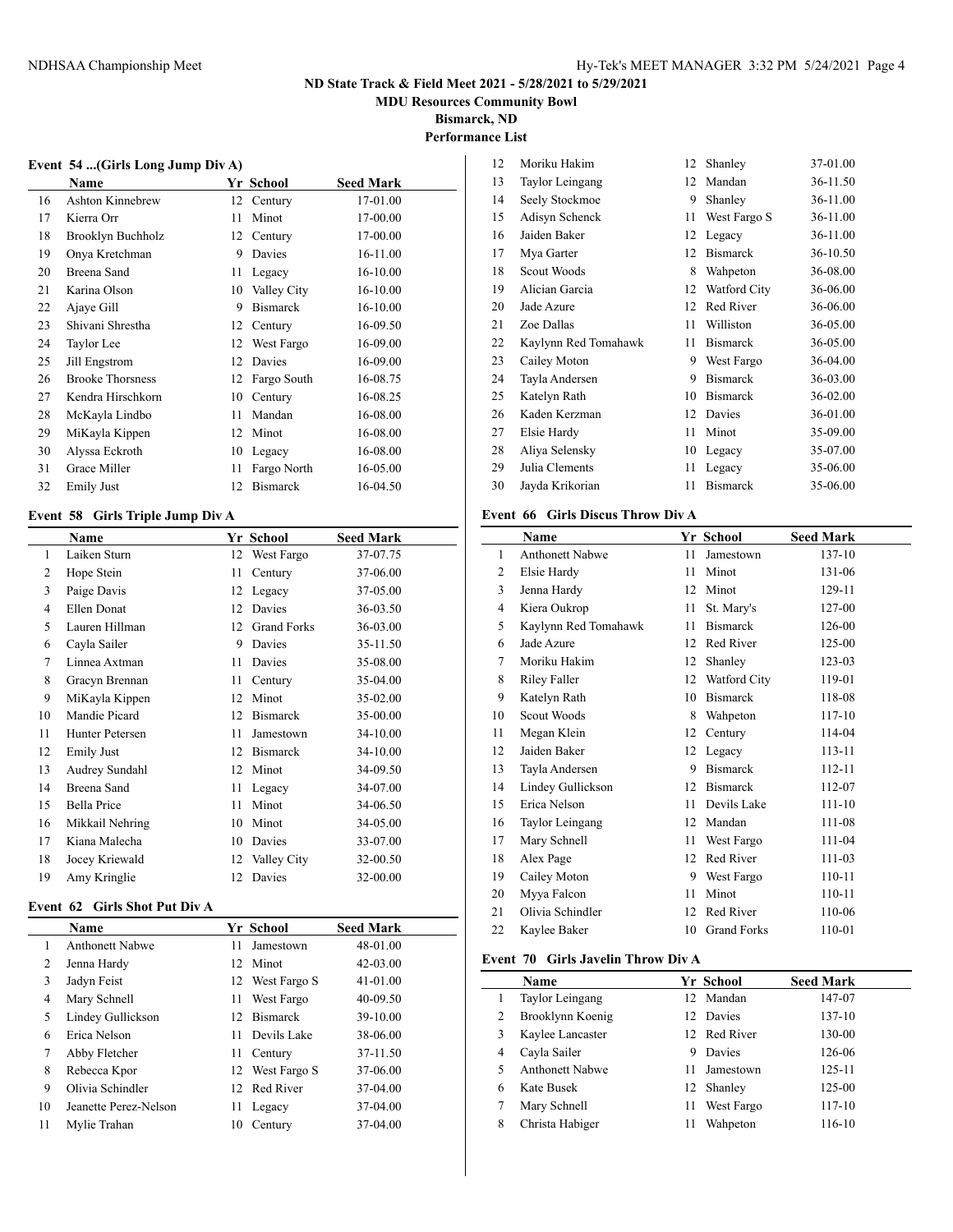# ND State Track & Field Meet 2021 - 5/28/2021 to 5/29/2021

**MDU Resources Community Bowl**

**Bismarck, ND**

**Performance List**

### Event 54 ...(Girls Long Jump Div A)

| | Name | Yr | School | Seed Mark |
|---|---|---|---|---|
| 16 | Ashton Kinnebrew | 12 | Century | 17-01.00 |
| 17 | Kierra Orr | 11 | Minot | 17-00.00 |
| 18 | Brooklyn Buchholz | 12 | Century | 17-00.00 |
| 19 | Onya Kretchman | 9 | Davies | 16-11.00 |
| 20 | Breena Sand | 11 | Legacy | 16-10.00 |
| 21 | Karina Olson | 10 | Valley City | 16-10.00 |
| 22 | Ajaye Gill | 9 | Bismarck | 16-10.00 |
| 23 | Shivani Shrestha | 12 | Century | 16-09.50 |
| 24 | Taylor Lee | 12 | West Fargo | 16-09.00 |
| 25 | Jill Engstrom | 12 | Davies | 16-09.00 |
| 26 | Brooke Thorsness | 12 | Fargo South | 16-08.75 |
| 27 | Kendra Hirschkorn | 10 | Century | 16-08.25 |
| 28 | McKayla Lindbo | 11 | Mandan | 16-08.00 |
| 29 | MiKayla Kippen | 12 | Minot | 16-08.00 |
| 30 | Alyssa Eckroth | 10 | Legacy | 16-08.00 |
| 31 | Grace Miller | 11 | Fargo North | 16-05.00 |
| 32 | Emily Just | 12 | Bismarck | 16-04.50 |

### Event 58 Girls Triple Jump Div A

| | Name | Yr | School | Seed Mark |
|---|---|---|---|---|
| 1 | Laiken Sturn | 12 | West Fargo | 37-07.75 |
| 2 | Hope Stein | 11 | Century | 37-06.00 |
| 3 | Paige Davis | 12 | Legacy | 37-05.00 |
| 4 | Ellen Donat | 12 | Davies | 36-03.50 |
| 5 | Lauren Hillman | 12 | Grand Forks | 36-03.00 |
| 6 | Cayla Sailer | 9 | Davies | 35-11.50 |
| 7 | Linnea Axtman | 11 | Davies | 35-08.00 |
| 8 | Gracyn Brennan | 11 | Century | 35-04.00 |
| 9 | MiKayla Kippen | 12 | Minot | 35-02.00 |
| 10 | Mandie Picard | 12 | Bismarck | 35-00.00 |
| 11 | Hunter Petersen | 11 | Jamestown | 34-10.00 |
| 12 | Emily Just | 12 | Bismarck | 34-10.00 |
| 13 | Audrey Sundahl | 12 | Minot | 34-09.50 |
| 14 | Breena Sand | 11 | Legacy | 34-07.00 |
| 15 | Bella Price | 11 | Minot | 34-06.50 |
| 16 | Mikkail Nehring | 10 | Minot | 34-05.00 |
| 17 | Kiana Malecha | 10 | Davies | 33-07.00 |
| 18 | Jocey Kriewald | 12 | Valley City | 32-00.50 |
| 19 | Amy Kringlie | 12 | Davies | 32-00.00 |

### Event 62 Girls Shot Put Div A

| | Name | Yr | School | Seed Mark |
|---|---|---|---|---|
| 1 | Anthonett Nabwe | 11 | Jamestown | 48-01.00 |
| 2 | Jenna Hardy | 12 | Minot | 42-03.00 |
| 3 | Jadyn Feist | 12 | West Fargo S | 41-01.00 |
| 4 | Mary Schnell | 11 | West Fargo | 40-09.50 |
| 5 | Lindey Gullickson | 12 | Bismarck | 39-10.00 |
| 6 | Erica Nelson | 11 | Devils Lake | 38-06.00 |
| 7 | Abby Fletcher | 11 | Century | 37-11.50 |
| 8 | Rebecca Kpor | 12 | West Fargo S | 37-06.00 |
| 9 | Olivia Schindler | 12 | Red River | 37-04.00 |
| 10 | Jeanette Perez-Nelson | 11 | Legacy | 37-04.00 |
| 11 | Mylie Trahan | 10 | Century | 37-04.00 |
| 12 | Moriku Hakim | 12 | Shanley | 37-01.00 |
| 13 | Taylor Leingang | 12 | Mandan | 36-11.50 |
| 14 | Seely Stockmoe | 9 | Shanley | 36-11.00 |
| 15 | Adisyn Schenck | 11 | West Fargo S | 36-11.00 |
| 16 | Jaiden Baker | 12 | Legacy | 36-11.00 |
| 17 | Mya Garter | 12 | Bismarck | 36-10.50 |
| 18 | Scout Woods | 8 | Wahpeton | 36-08.00 |
| 19 | Alician Garcia | 12 | Watford City | 36-06.00 |
| 20 | Jade Azure | 12 | Red River | 36-06.00 |
| 21 | Zoe Dallas | 11 | Williston | 36-05.00 |
| 22 | Kaylynn Red Tomahawk | 11 | Bismarck | 36-05.00 |
| 23 | Cailey Moton | 9 | West Fargo | 36-04.00 |
| 24 | Tayla Andersen | 9 | Bismarck | 36-03.00 |
| 25 | Katelyn Rath | 10 | Bismarck | 36-02.00 |
| 26 | Kaden Kerzman | 12 | Davies | 36-01.00 |
| 27 | Elsie Hardy | 11 | Minot | 35-09.00 |
| 28 | Aliya Selensky | 10 | Legacy | 35-07.00 |
| 29 | Julia Clements | 11 | Legacy | 35-06.00 |
| 30 | Jayda Krikorian | 11 | Bismarck | 35-06.00 |

### Event 66 Girls Discus Throw Div A

| | Name | Yr | School | Seed Mark |
|---|---|---|---|---|
| 1 | Anthonett Nabwe | 11 | Jamestown | 137-10 |
| 2 | Elsie Hardy | 11 | Minot | 131-06 |
| 3 | Jenna Hardy | 12 | Minot | 129-11 |
| 4 | Kiera Oukrop | 11 | St. Mary's | 127-00 |
| 5 | Kaylynn Red Tomahawk | 11 | Bismarck | 126-00 |
| 6 | Jade Azure | 12 | Red River | 125-00 |
| 7 | Moriku Hakim | 12 | Shanley | 123-03 |
| 8 | Riley Faller | 12 | Watford City | 119-01 |
| 9 | Katelyn Rath | 10 | Bismarck | 118-08 |
| 10 | Scout Woods | 8 | Wahpeton | 117-10 |
| 11 | Megan Klein | 12 | Century | 114-04 |
| 12 | Jaiden Baker | 12 | Legacy | 113-11 |
| 13 | Tayla Andersen | 9 | Bismarck | 112-11 |
| 14 | Lindey Gullickson | 12 | Bismarck | 112-07 |
| 15 | Erica Nelson | 11 | Devils Lake | 111-10 |
| 16 | Taylor Leingang | 12 | Mandan | 111-08 |
| 17 | Mary Schnell | 11 | West Fargo | 111-04 |
| 18 | Alex Page | 12 | Red River | 111-03 |
| 19 | Cailey Moton | 9 | West Fargo | 110-11 |
| 20 | Myya Falcon | 11 | Minot | 110-11 |
| 21 | Olivia Schindler | 12 | Red River | 110-06 |
| 22 | Kaylee Baker | 10 | Grand Forks | 110-01 |

### Event 70 Girls Javelin Throw Div A

| | Name | Yr | School | Seed Mark |
|---|---|---|---|---|
| 1 | Taylor Leingang | 12 | Mandan | 147-07 |
| 2 | Brooklynn Koenig | 12 | Davies | 137-10 |
| 3 | Kaylee Lancaster | 12 | Red River | 130-00 |
| 4 | Cayla Sailer | 9 | Davies | 126-06 |
| 5 | Anthonett Nabwe | 11 | Jamestown | 125-11 |
| 6 | Kate Busek | 12 | Shanley | 125-00 |
| 7 | Mary Schnell | 11 | West Fargo | 117-10 |
| 8 | Christa Habiger | 11 | Wahpeton | 116-10 |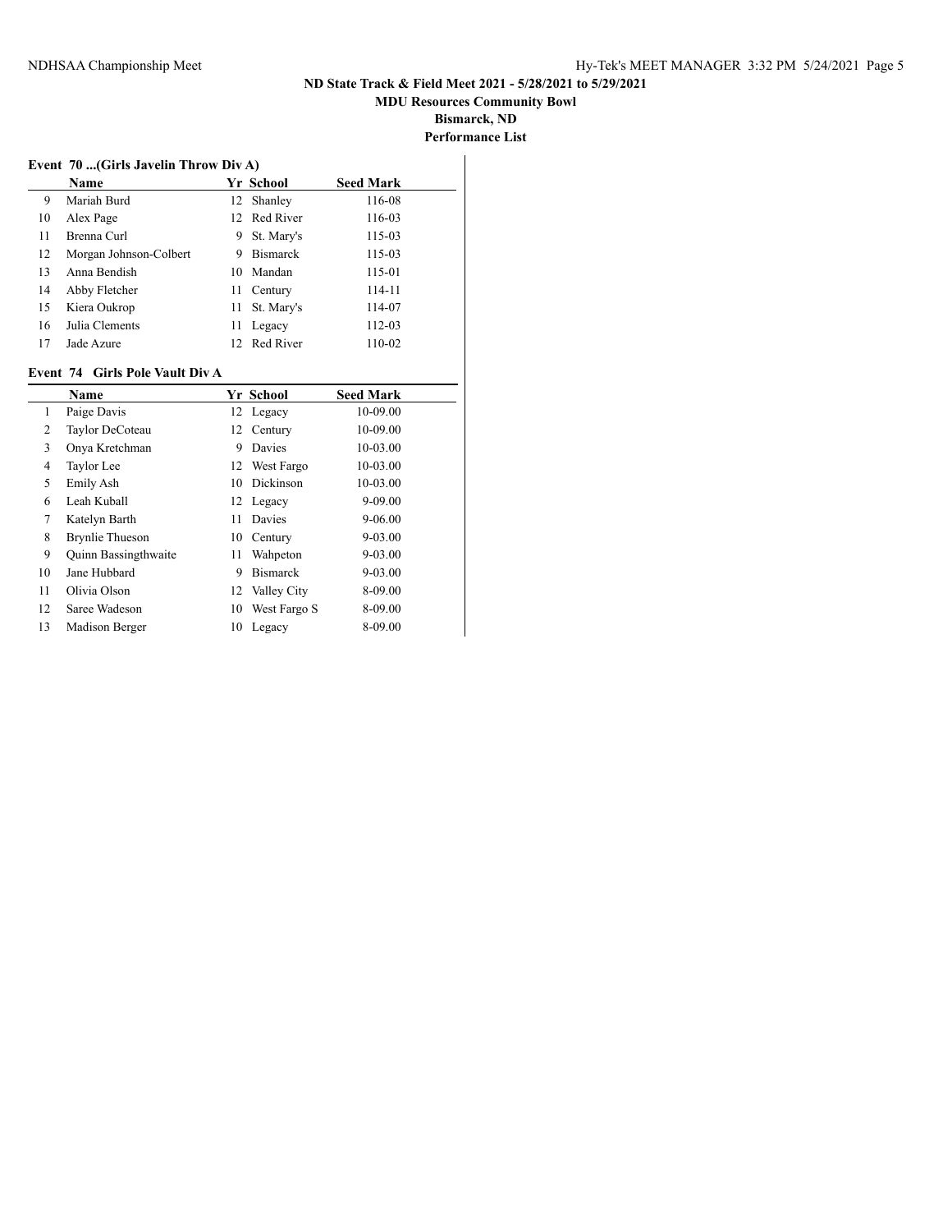ND State Track & Field Meet 2021 - 5/28/2021 to 5/29/2021

MDU Resources Community Bowl

Bismarck, ND

Performance List

### Event 70 ...(Girls Javelin Throw Div A)

| | Name | Yr | School | Seed Mark |
|---|---|---|---|---|
| 9 | Mariah Burd | 12 | Shanley | 116-08 |
| 10 | Alex Page | 12 | Red River | 116-03 |
| 11 | Brenna Curl | 9 | St. Mary's | 115-03 |
| 12 | Morgan Johnson-Colbert | 9 | Bismarck | 115-03 |
| 13 | Anna Bendish | 10 | Mandan | 115-01 |
| 14 | Abby Fletcher | 11 | Century | 114-11 |
| 15 | Kiera Oukrop | 11 | St. Mary's | 114-07 |
| 16 | Julia Clements | 11 | Legacy | 112-03 |
| 17 | Jade Azure | 12 | Red River | 110-02 |

### Event 74 Girls Pole Vault Div A

| | Name | Yr | School | Seed Mark |
|---|---|---|---|---|
| 1 | Paige Davis | 12 | Legacy | 10-09.00 |
| 2 | Taylor DeCoteau | 12 | Century | 10-09.00 |
| 3 | Onya Kretchman | 9 | Davies | 10-03.00 |
| 4 | Taylor Lee | 12 | West Fargo | 10-03.00 |
| 5 | Emily Ash | 10 | Dickinson | 10-03.00 |
| 6 | Leah Kuball | 12 | Legacy | 9-09.00 |
| 7 | Katelyn Barth | 11 | Davies | 9-06.00 |
| 8 | Brynlie Thueson | 10 | Century | 9-03.00 |
| 9 | Quinn Bassingthwaite | 11 | Wahpeton | 9-03.00 |
| 10 | Jane Hubbard | 9 | Bismarck | 9-03.00 |
| 11 | Olivia Olson | 12 | Valley City | 8-09.00 |
| 12 | Saree Wadeson | 10 | West Fargo S | 8-09.00 |
| 13 | Madison Berger | 10 | Legacy | 8-09.00 |